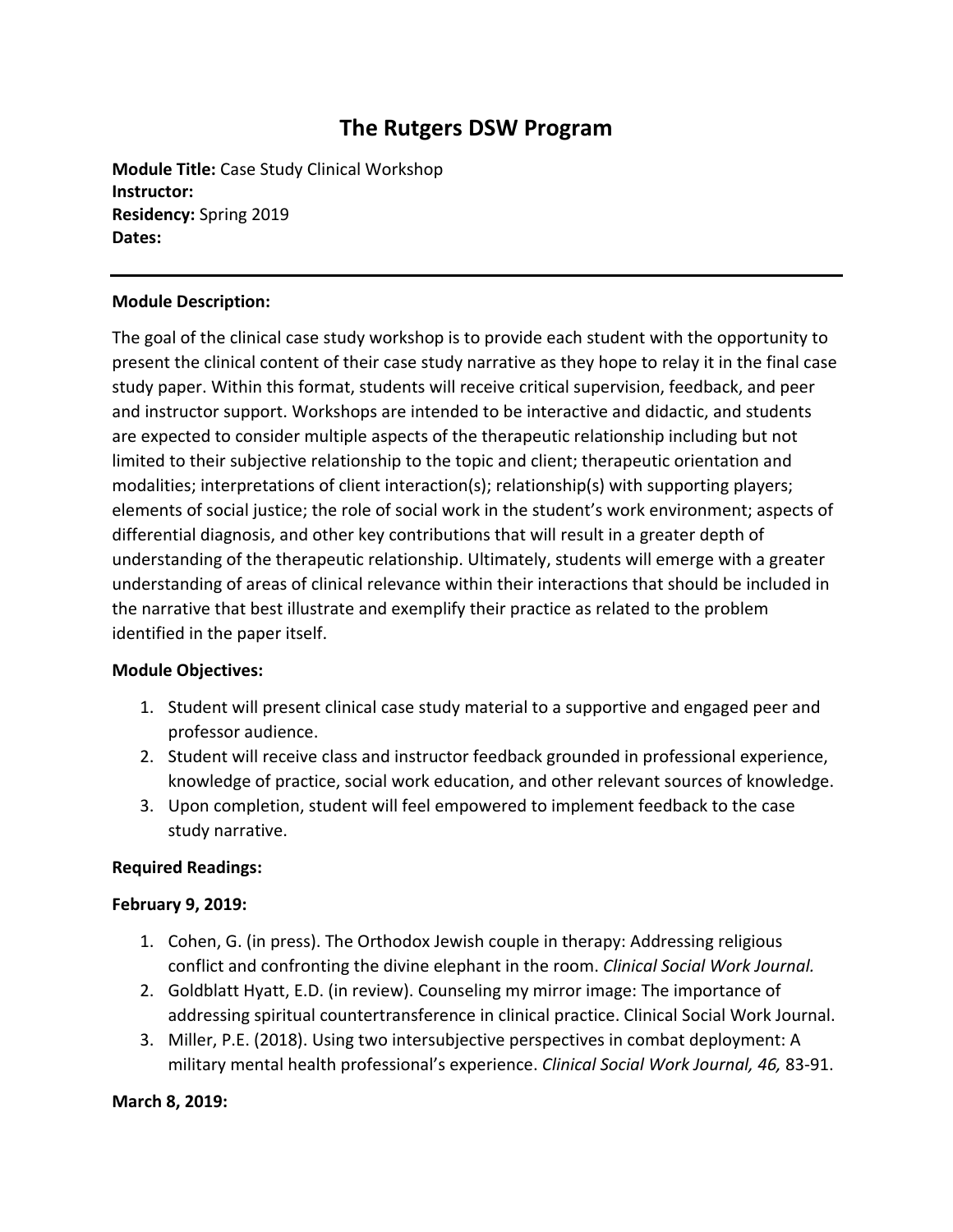# The Rutgers DSW Program

**Module Title:** Case Study Clinical Workshop
**Instructor:**
**Residency:** Spring 2019
**Dates:**

---

**Module Description:**

The goal of the clinical case study workshop is to provide each student with the opportunity to present the clinical content of their case study narrative as they hope to relay it in the final case study paper. Within this format, students will receive critical supervision, feedback, and peer and instructor support. Workshops are intended to be interactive and didactic, and students are expected to consider multiple aspects of the therapeutic relationship including but not limited to their subjective relationship to the topic and client; therapeutic orientation and modalities; interpretations of client interaction(s); relationship(s) with supporting players; elements of social justice; the role of social work in the student's work environment; aspects of differential diagnosis, and other key contributions that will result in a greater depth of understanding of the therapeutic relationship. Ultimately, students will emerge with a greater understanding of areas of clinical relevance within their interactions that should be included in the narrative that best illustrate and exemplify their practice as related to the problem identified in the paper itself.

**Module Objectives:**

1. Student will present clinical case study material to a supportive and engaged peer and professor audience.
2. Student will receive class and instructor feedback grounded in professional experience, knowledge of practice, social work education, and other relevant sources of knowledge.
3. Upon completion, student will feel empowered to implement feedback to the case study narrative.

**Required Readings:**

**February 9, 2019:**

1. Cohen, G. (in press). The Orthodox Jewish couple in therapy: Addressing religious conflict and confronting the divine elephant in the room. *Clinical Social Work Journal.*
2. Goldblatt Hyatt, E.D. (in review). Counseling my mirror image: The importance of addressing spiritual countertransference in clinical practice. Clinical Social Work Journal.
3. Miller, P.E. (2018). Using two intersubjective perspectives in combat deployment: A military mental health professional's experience. *Clinical Social Work Journal, 46,* 83-91.

**March 8, 2019:**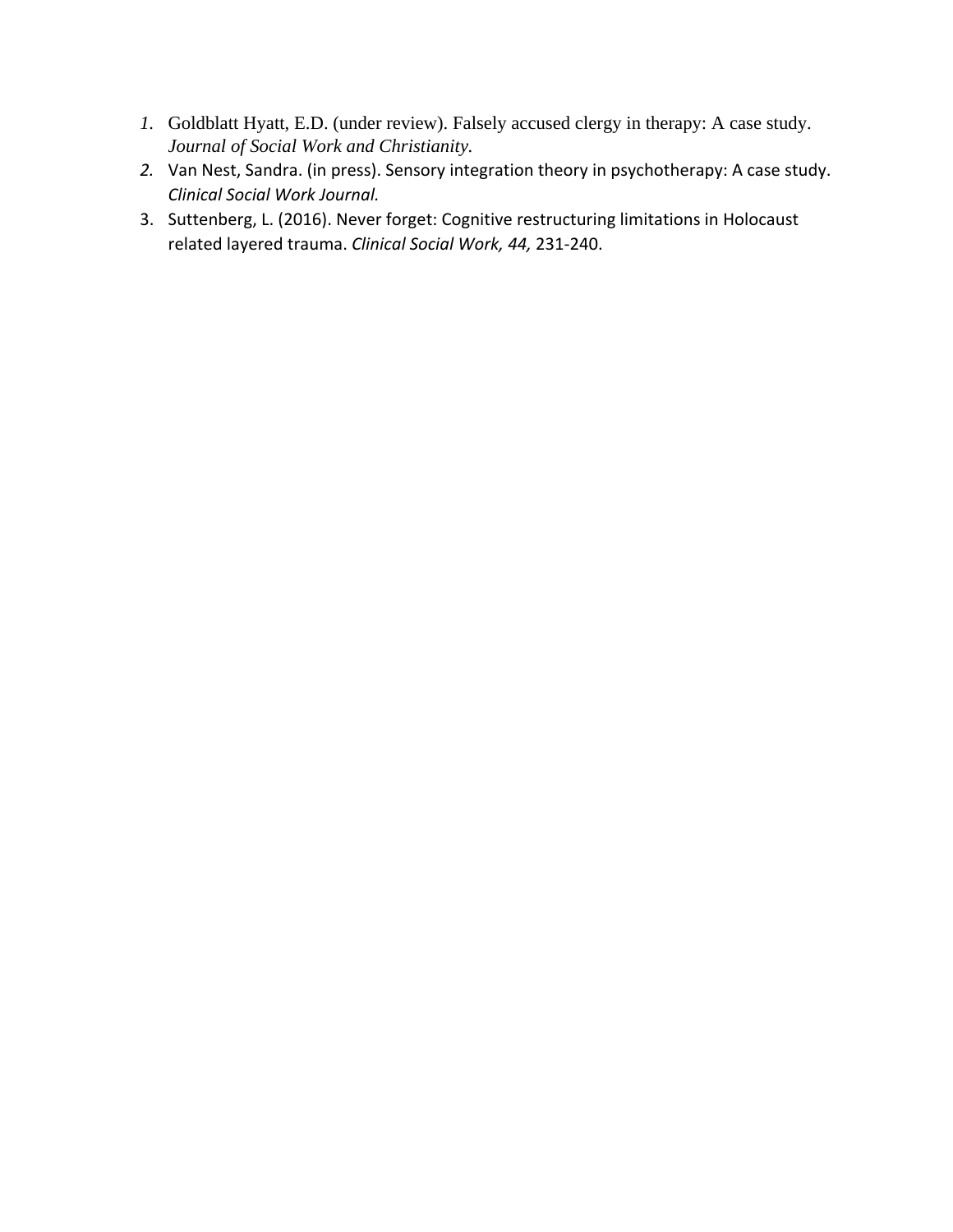1. Goldblatt Hyatt, E.D. (under review). Falsely accused clergy in therapy: A case study. *Journal of Social Work and Christianity.*
2. Van Nest, Sandra. (in press). Sensory integration theory in psychotherapy: A case study. *Clinical Social Work Journal.*
3. Suttenberg, L. (2016). Never forget: Cognitive restructuring limitations in Holocaust related layered trauma. *Clinical Social Work, 44,* 231-240.